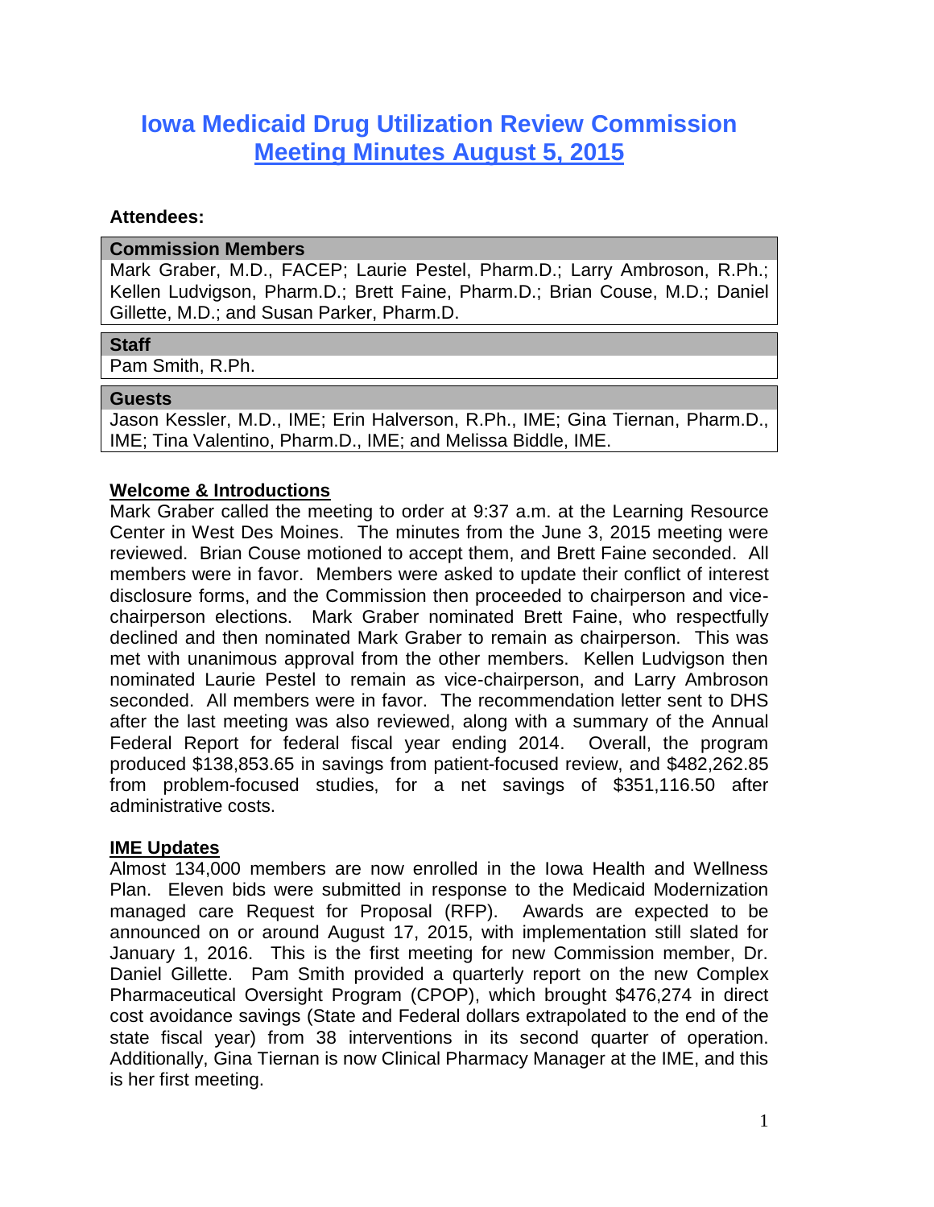# Iowa Medicaid Drug Utilization Review Commission

## Meeting Minutes August 5, 2015

**Attendees:**

| Commission Members |
| --- |
| Mark Graber, M.D., FACEP; Laurie Pestel, Pharm.D.; Larry Ambroson, R.Ph.; Kellen Ludvigson, Pharm.D.; Brett Faine, Pharm.D.; Brian Couse, M.D.; Daniel Gillette, M.D.; and Susan Parker, Pharm.D. |

| Staff |
| --- |
| Pam Smith, R.Ph. |

| Guests |
| --- |
| Jason Kessler, M.D., IME; Erin Halverson, R.Ph., IME; Gina Tiernan, Pharm.D., IME; Tina Valentino, Pharm.D., IME; and Melissa Biddle, IME. |

### Welcome & Introductions

Mark Graber called the meeting to order at 9:37 a.m. at the Learning Resource Center in West Des Moines. The minutes from the June 3, 2015 meeting were reviewed. Brian Couse motioned to accept them, and Brett Faine seconded. All members were in favor. Members were asked to update their conflict of interest disclosure forms, and the Commission then proceeded to chairperson and vice-chairperson elections. Mark Graber nominated Brett Faine, who respectfully declined and then nominated Mark Graber to remain as chairperson. This was met with unanimous approval from the other members. Kellen Ludvigson then nominated Laurie Pestel to remain as vice-chairperson, and Larry Ambroson seconded. All members were in favor. The recommendation letter sent to DHS after the last meeting was also reviewed, along with a summary of the Annual Federal Report for federal fiscal year ending 2014. Overall, the program produced $138,853.65 in savings from patient-focused review, and $482,262.85 from problem-focused studies, for a net savings of $351,116.50 after administrative costs.

### IME Updates

Almost 134,000 members are now enrolled in the Iowa Health and Wellness Plan. Eleven bids were submitted in response to the Medicaid Modernization managed care Request for Proposal (RFP). Awards are expected to be announced on or around August 17, 2015, with implementation still slated for January 1, 2016. This is the first meeting for new Commission member, Dr. Daniel Gillette. Pam Smith provided a quarterly report on the new Complex Pharmaceutical Oversight Program (CPOP), which brought $476,274 in direct cost avoidance savings (State and Federal dollars extrapolated to the end of the state fiscal year) from 38 interventions in its second quarter of operation. Additionally, Gina Tiernan is now Clinical Pharmacy Manager at the IME, and this is her first meeting.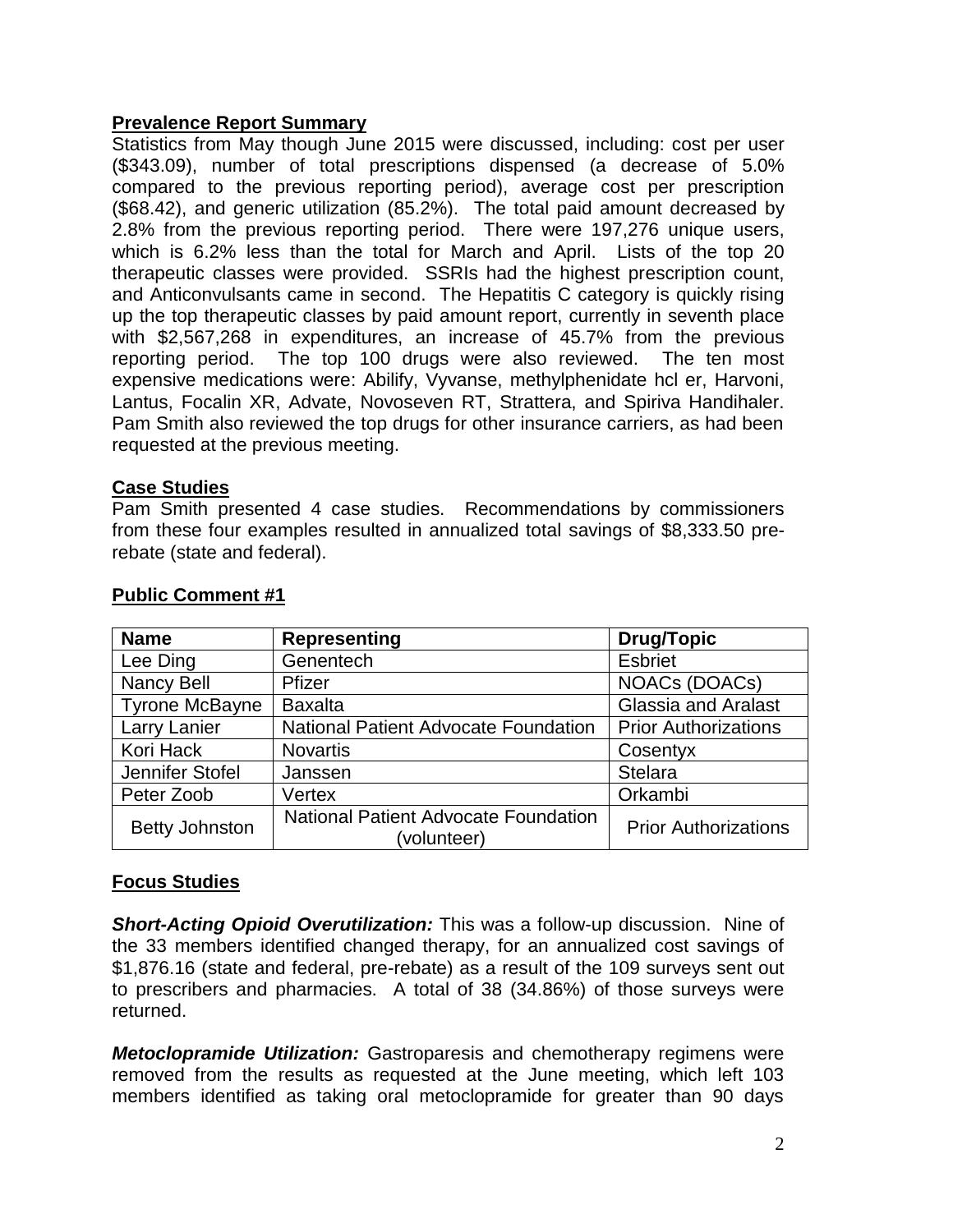## Prevalence Report Summary

Statistics from May though June 2015 were discussed, including: cost per user ($343.09), number of total prescriptions dispensed (a decrease of 5.0% compared to the previous reporting period), average cost per prescription ($68.42), and generic utilization (85.2%). The total paid amount decreased by 2.8% from the previous reporting period. There were 197,276 unique users, which is 6.2% less than the total for March and April. Lists of the top 20 therapeutic classes were provided. SSRIs had the highest prescription count, and Anticonvulsants came in second. The Hepatitis C category is quickly rising up the top therapeutic classes by paid amount report, currently in seventh place with $2,567,268 in expenditures, an increase of 45.7% from the previous reporting period. The top 100 drugs were also reviewed. The ten most expensive medications were: Abilify, Vyvanse, methylphenidate hcl er, Harvoni, Lantus, Focalin XR, Advate, Novoseven RT, Strattera, and Spiriva Handihaler. Pam Smith also reviewed the top drugs for other insurance carriers, as had been requested at the previous meeting.

## Case Studies

Pam Smith presented 4 case studies. Recommendations by commissioners from these four examples resulted in annualized total savings of $8,333.50 pre-rebate (state and federal).

## Public Comment #1

| Name | Representing | Drug/Topic |
|---|---|---|
| Lee Ding | Genentech | Esbriet |
| Nancy Bell | Pfizer | NOACs (DOACs) |
| Tyrone McBayne | Baxalta | Glassia and Aralast |
| Larry Lanier | National Patient Advocate Foundation | Prior Authorizations |
| Kori Hack | Novartis | Cosentyx |
| Jennifer Stofel | Janssen | Stelara |
| Peter Zoob | Vertex | Orkambi |
| Betty Johnston | National Patient Advocate Foundation (volunteer) | Prior Authorizations |

## Focus Studies

***Short-Acting Opioid Overutilization:*** This was a follow-up discussion. Nine of the 33 members identified changed therapy, for an annualized cost savings of $1,876.16 (state and federal, pre-rebate) as a result of the 109 surveys sent out to prescribers and pharmacies. A total of 38 (34.86%) of those surveys were returned.

***Metoclopramide Utilization:*** Gastroparesis and chemotherapy regimens were removed from the results as requested at the June meeting, which left 103 members identified as taking oral metoclopramide for greater than 90 days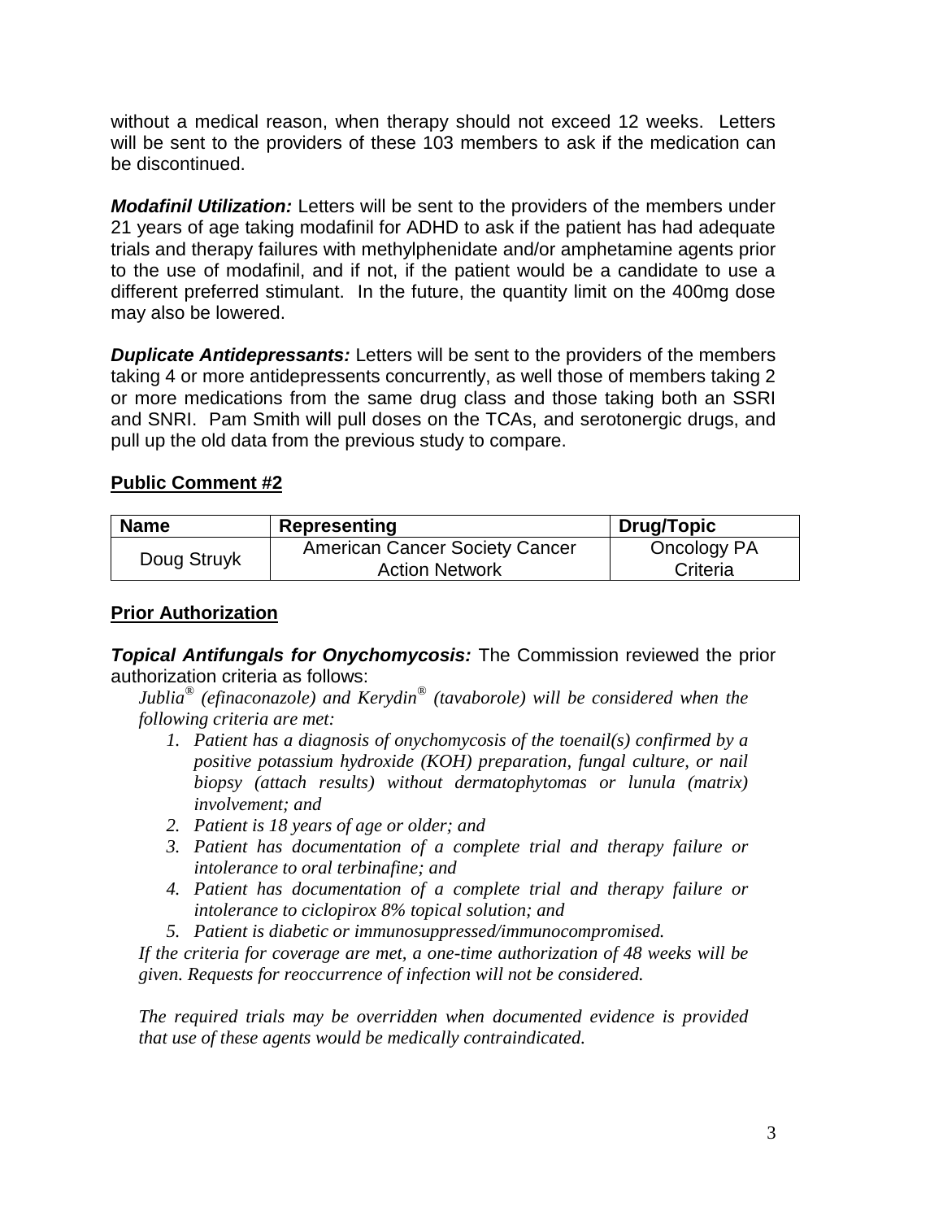without a medical reason, when therapy should not exceed 12 weeks. Letters will be sent to the providers of these 103 members to ask if the medication can be discontinued.

***Modafinil Utilization:*** Letters will be sent to the providers of the members under 21 years of age taking modafinil for ADHD to ask if the patient has had adequate trials and therapy failures with methylphenidate and/or amphetamine agents prior to the use of modafinil, and if not, if the patient would be a candidate to use a different preferred stimulant. In the future, the quantity limit on the 400mg dose may also be lowered.

***Duplicate Antidepressants:*** Letters will be sent to the providers of the members taking 4 or more antidepressents concurrently, as well those of members taking 2 or more medications from the same drug class and those taking both an SSRI and SNRI. Pam Smith will pull doses on the TCAs, and serotonergic drugs, and pull up the old data from the previous study to compare.

**<u>Public Comment #2</u>**

| Name | Representing | Drug/Topic |
|---|---|---|
| Doug Struyk | American Cancer Society Cancer Action Network | Oncology PA Criteria |

**<u>Prior Authorization</u>**

***Topical Antifungals for Onychomycosis:*** The Commission reviewed the prior authorization criteria as follows:

*Jublia® (efinaconazole) and Kerydin® (tavaborole) will be considered when the following criteria are met:*

1. *Patient has a diagnosis of onychomycosis of the toenail(s) confirmed by a positive potassium hydroxide (KOH) preparation, fungal culture, or nail biopsy (attach results) without dermatophytomas or lunula (matrix) involvement; and*
2. *Patient is 18 years of age or older; and*
3. *Patient has documentation of a complete trial and therapy failure or intolerance to oral terbinafine; and*
4. *Patient has documentation of a complete trial and therapy failure or intolerance to ciclopirox 8% topical solution; and*
5. *Patient is diabetic or immunosuppressed/immunocompromised.*

*If the criteria for coverage are met, a one-time authorization of 48 weeks will be given. Requests for reoccurrence of infection will not be considered.*

*The required trials may be overridden when documented evidence is provided that use of these agents would be medically contraindicated.*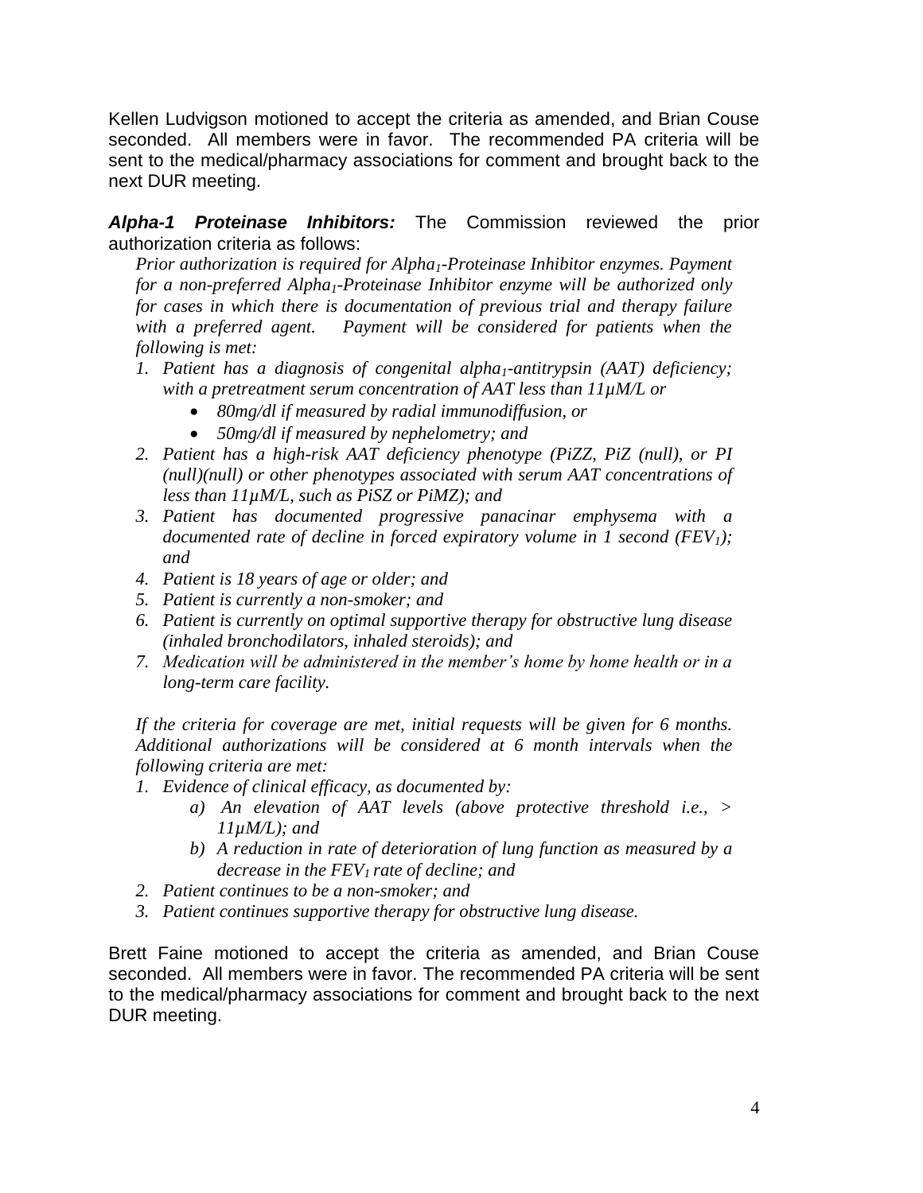Kellen Ludvigson motioned to accept the criteria as amended, and Brian Couse seconded. All members were in favor. The recommended PA criteria will be sent to the medical/pharmacy associations for comment and brought back to the next DUR meeting.

***Alpha-1 Proteinase Inhibitors:*** The Commission reviewed the prior authorization criteria as follows:

*Prior authorization is required for Alpha$_1$-Proteinase Inhibitor enzymes. Payment for a non-preferred Alpha$_1$-Proteinase Inhibitor enzyme will be authorized only for cases in which there is documentation of previous trial and therapy failure with a preferred agent. Payment will be considered for patients when the following is met:*

1. *Patient has a diagnosis of congenital alpha$_1$-antitrypsin (AAT) deficiency; with a pretreatment serum concentration of AAT less than 11µM/L or*
   - *80mg/dl if measured by radial immunodiffusion, or*
   - *50mg/dl if measured by nephelometry; and*
2. *Patient has a high-risk AAT deficiency phenotype (PiZZ, PiZ (null), or PI (null)(null) or other phenotypes associated with serum AAT concentrations of less than 11µM/L, such as PiSZ or PiMZ); and*
3. *Patient has documented progressive panacinar emphysema with a documented rate of decline in forced expiratory volume in 1 second (FEV$_1$); and*
4. *Patient is 18 years of age or older; and*
5. *Patient is currently a non-smoker; and*
6. *Patient is currently on optimal supportive therapy for obstructive lung disease (inhaled bronchodilators, inhaled steroids); and*
7. *Medication will be administered in the member's home by home health or in a long-term care facility.*

*If the criteria for coverage are met, initial requests will be given for 6 months. Additional authorizations will be considered at 6 month intervals when the following criteria are met:*

1. *Evidence of clinical efficacy, as documented by:*
   a) *An elevation of AAT levels (above protective threshold i.e., > 11µM/L); and*
   b) *A reduction in rate of deterioration of lung function as measured by a decrease in the FEV$_1$ rate of decline; and*
2. *Patient continues to be a non-smoker; and*
3. *Patient continues supportive therapy for obstructive lung disease.*

Brett Faine motioned to accept the criteria as amended, and Brian Couse seconded. All members were in favor. The recommended PA criteria will be sent to the medical/pharmacy associations for comment and brought back to the next DUR meeting.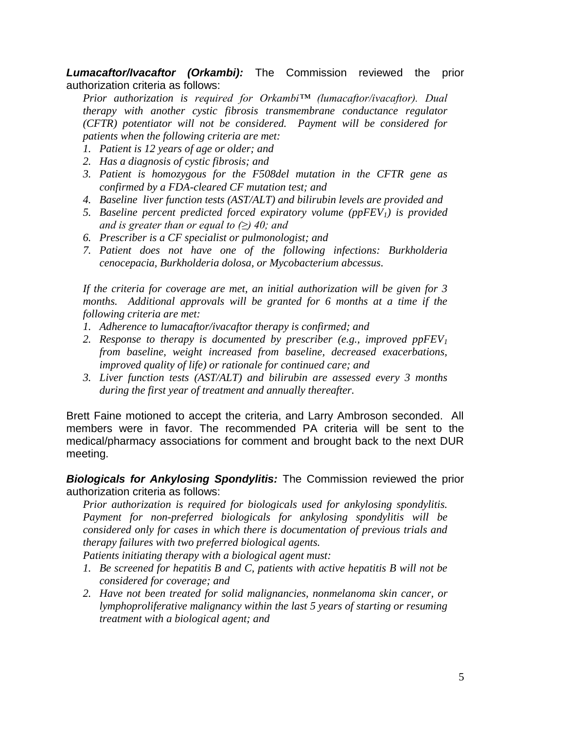***Lumacaftor/Ivacaftor (Orkambi):*** The Commission reviewed the prior authorization criteria as follows:

*Prior authorization is required for Orkambi™ (lumacaftor/ivacaftor). Dual therapy with another cystic fibrosis transmembrane conductance regulator (CFTR) potentiator will not be considered. Payment will be considered for patients when the following criteria are met:*

1. *Patient is 12 years of age or older; and*
2. *Has a diagnosis of cystic fibrosis; and*
3. *Patient is homozygous for the F508del mutation in the CFTR gene as confirmed by a FDA-cleared CF mutation test; and*
4. *Baseline liver function tests (AST/ALT) and bilirubin levels are provided and*
5. *Baseline percent predicted forced expiratory volume (ppFEV$_1$) is provided and is greater than or equal to (≥) 40; and*
6. *Prescriber is a CF specialist or pulmonologist; and*
7. *Patient does not have one of the following infections: Burkholderia cenocepacia, Burkholderia dolosa, or Mycobacterium abcessus.*

*If the criteria for coverage are met, an initial authorization will be given for 3 months. Additional approvals will be granted for 6 months at a time if the following criteria are met:*

1. *Adherence to lumacaftor/ivacaftor therapy is confirmed; and*
2. *Response to therapy is documented by prescriber (e.g., improved ppFEV$_1$ from baseline, weight increased from baseline, decreased exacerbations, improved quality of life) or rationale for continued care; and*
3. *Liver function tests (AST/ALT) and bilirubin are assessed every 3 months during the first year of treatment and annually thereafter.*

Brett Faine motioned to accept the criteria, and Larry Ambroson seconded. All members were in favor. The recommended PA criteria will be sent to the medical/pharmacy associations for comment and brought back to the next DUR meeting.

***Biologicals for Ankylosing Spondylitis:*** The Commission reviewed the prior authorization criteria as follows:

*Prior authorization is required for biologicals used for ankylosing spondylitis. Payment for non-preferred biologicals for ankylosing spondylitis will be considered only for cases in which there is documentation of previous trials and therapy failures with two preferred biological agents.*

*Patients initiating therapy with a biological agent must:*

1. *Be screened for hepatitis B and C, patients with active hepatitis B will not be considered for coverage; and*
2. *Have not been treated for solid malignancies, nonmelanoma skin cancer, or lymphoproliferative malignancy within the last 5 years of starting or resuming treatment with a biological agent; and*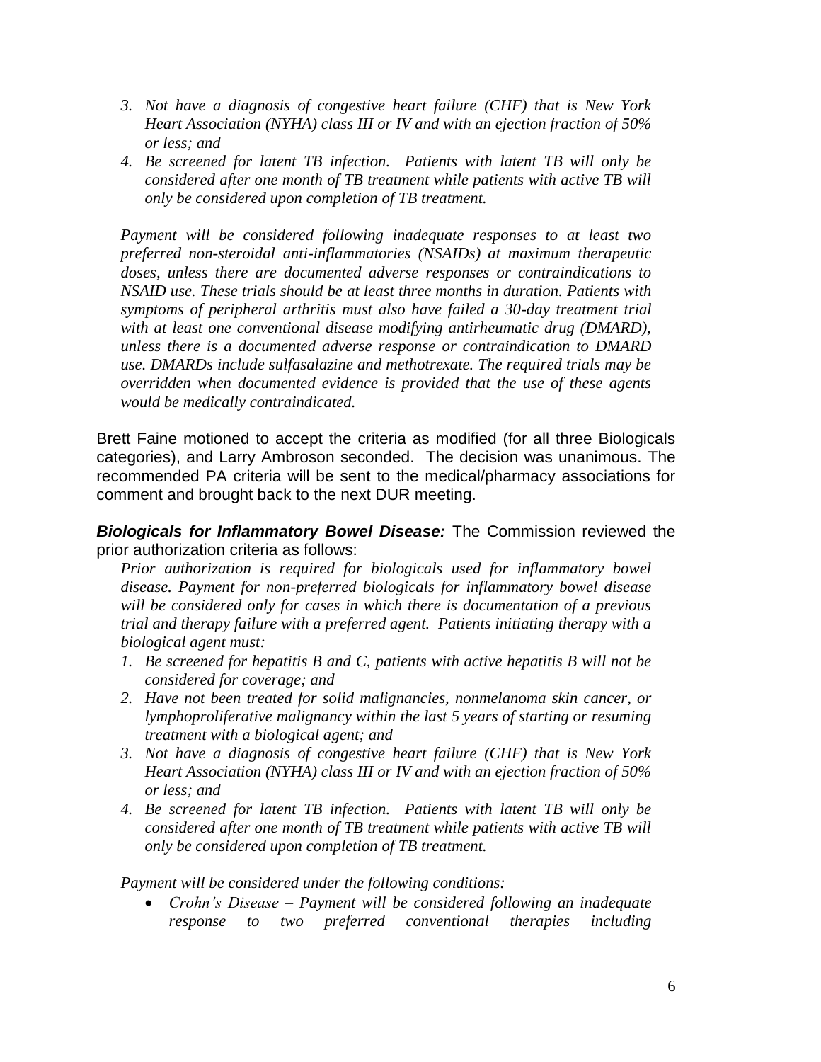3. *Not have a diagnosis of congestive heart failure (CHF) that is New York Heart Association (NYHA) class III or IV and with an ejection fraction of 50% or less; and*
4. *Be screened for latent TB infection. Patients with latent TB will only be considered after one month of TB treatment while patients with active TB will only be considered upon completion of TB treatment.*

*Payment will be considered following inadequate responses to at least two preferred non-steroidal anti-inflammatories (NSAIDs) at maximum therapeutic doses, unless there are documented adverse responses or contraindications to NSAID use. These trials should be at least three months in duration. Patients with symptoms of peripheral arthritis must also have failed a 30-day treatment trial with at least one conventional disease modifying antirheumatic drug (DMARD), unless there is a documented adverse response or contraindication to DMARD use. DMARDs include sulfasalazine and methotrexate. The required trials may be overridden when documented evidence is provided that the use of these agents would be medically contraindicated.*

Brett Faine motioned to accept the criteria as modified (for all three Biologicals categories), and Larry Ambroson seconded. The decision was unanimous. The recommended PA criteria will be sent to the medical/pharmacy associations for comment and brought back to the next DUR meeting.

***Biologicals for Inflammatory Bowel Disease:*** The Commission reviewed the prior authorization criteria as follows:

*Prior authorization is required for biologicals used for inflammatory bowel disease. Payment for non-preferred biologicals for inflammatory bowel disease will be considered only for cases in which there is documentation of a previous trial and therapy failure with a preferred agent. Patients initiating therapy with a biological agent must:*

1. *Be screened for hepatitis B and C, patients with active hepatitis B will not be considered for coverage; and*
2. *Have not been treated for solid malignancies, nonmelanoma skin cancer, or lymphoproliferative malignancy within the last 5 years of starting or resuming treatment with a biological agent; and*
3. *Not have a diagnosis of congestive heart failure (CHF) that is New York Heart Association (NYHA) class III or IV and with an ejection fraction of 50% or less; and*
4. *Be screened for latent TB infection. Patients with latent TB will only be considered after one month of TB treatment while patients with active TB will only be considered upon completion of TB treatment.*

*Payment will be considered under the following conditions:*

- *Crohn's Disease – Payment will be considered following an inadequate response to two preferred conventional therapies including*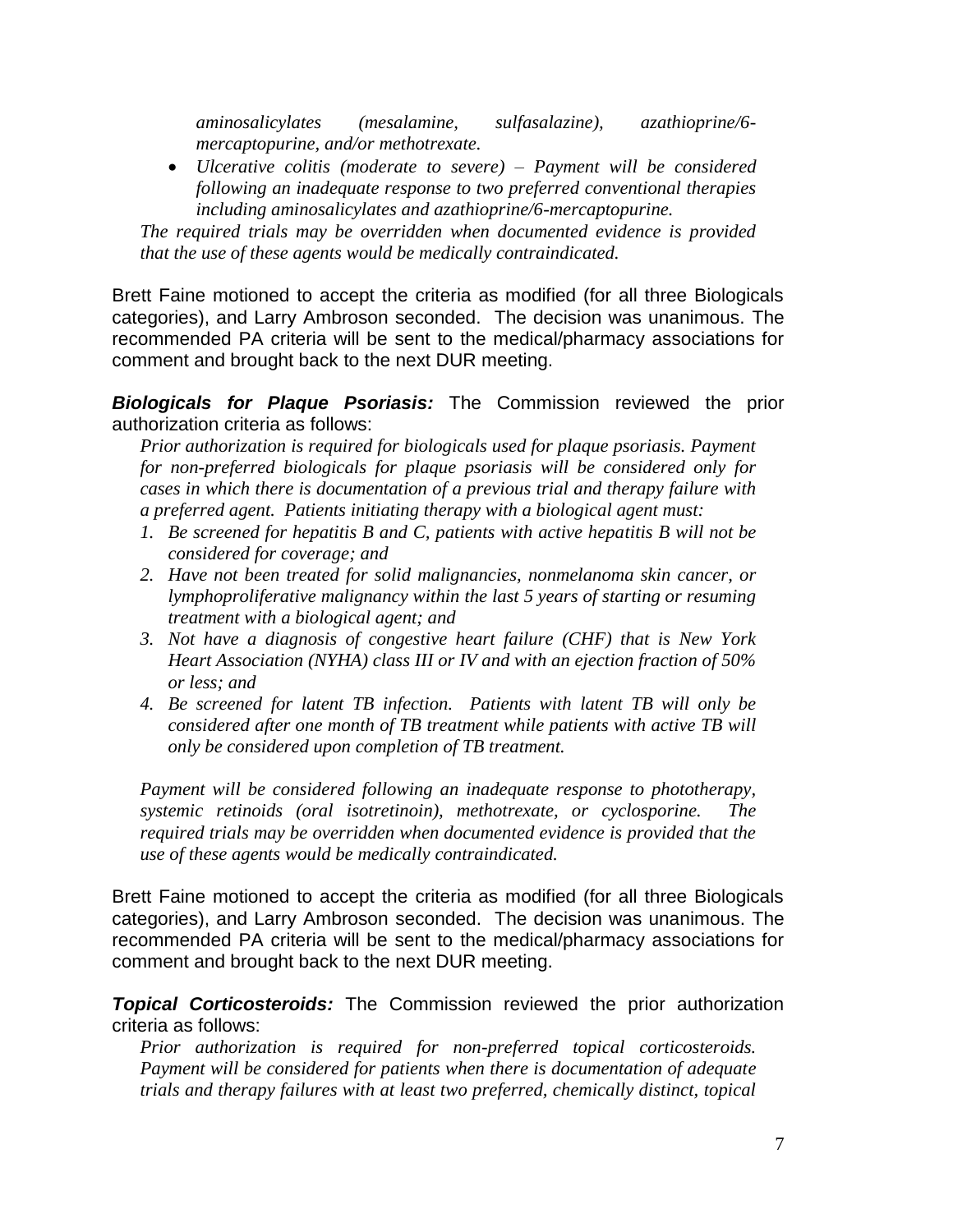*aminosalicylates (mesalamine, sulfasalazine), azathioprine/6-mercaptopurine, and/or methotrexate.*

- *Ulcerative colitis (moderate to severe) – Payment will be considered following an inadequate response to two preferred conventional therapies including aminosalicylates and azathioprine/6-mercaptopurine.*

*The required trials may be overridden when documented evidence is provided that the use of these agents would be medically contraindicated.*

Brett Faine motioned to accept the criteria as modified (for all three Biologicals categories), and Larry Ambroson seconded. The decision was unanimous. The recommended PA criteria will be sent to the medical/pharmacy associations for comment and brought back to the next DUR meeting.

***Biologicals for Plaque Psoriasis:*** The Commission reviewed the prior authorization criteria as follows:

*Prior authorization is required for biologicals used for plaque psoriasis. Payment for non-preferred biologicals for plaque psoriasis will be considered only for cases in which there is documentation of a previous trial and therapy failure with a preferred agent. Patients initiating therapy with a biological agent must:*

1. *Be screened for hepatitis B and C, patients with active hepatitis B will not be considered for coverage; and*
2. *Have not been treated for solid malignancies, nonmelanoma skin cancer, or lymphoproliferative malignancy within the last 5 years of starting or resuming treatment with a biological agent; and*
3. *Not have a diagnosis of congestive heart failure (CHF) that is New York Heart Association (NYHA) class III or IV and with an ejection fraction of 50% or less; and*
4. *Be screened for latent TB infection. Patients with latent TB will only be considered after one month of TB treatment while patients with active TB will only be considered upon completion of TB treatment.*

*Payment will be considered following an inadequate response to phototherapy, systemic retinoids (oral isotretinoin), methotrexate, or cyclosporine. The required trials may be overridden when documented evidence is provided that the use of these agents would be medically contraindicated.*

Brett Faine motioned to accept the criteria as modified (for all three Biologicals categories), and Larry Ambroson seconded. The decision was unanimous. The recommended PA criteria will be sent to the medical/pharmacy associations for comment and brought back to the next DUR meeting.

***Topical Corticosteroids:*** The Commission reviewed the prior authorization criteria as follows:

*Prior authorization is required for non-preferred topical corticosteroids. Payment will be considered for patients when there is documentation of adequate trials and therapy failures with at least two preferred, chemically distinct, topical*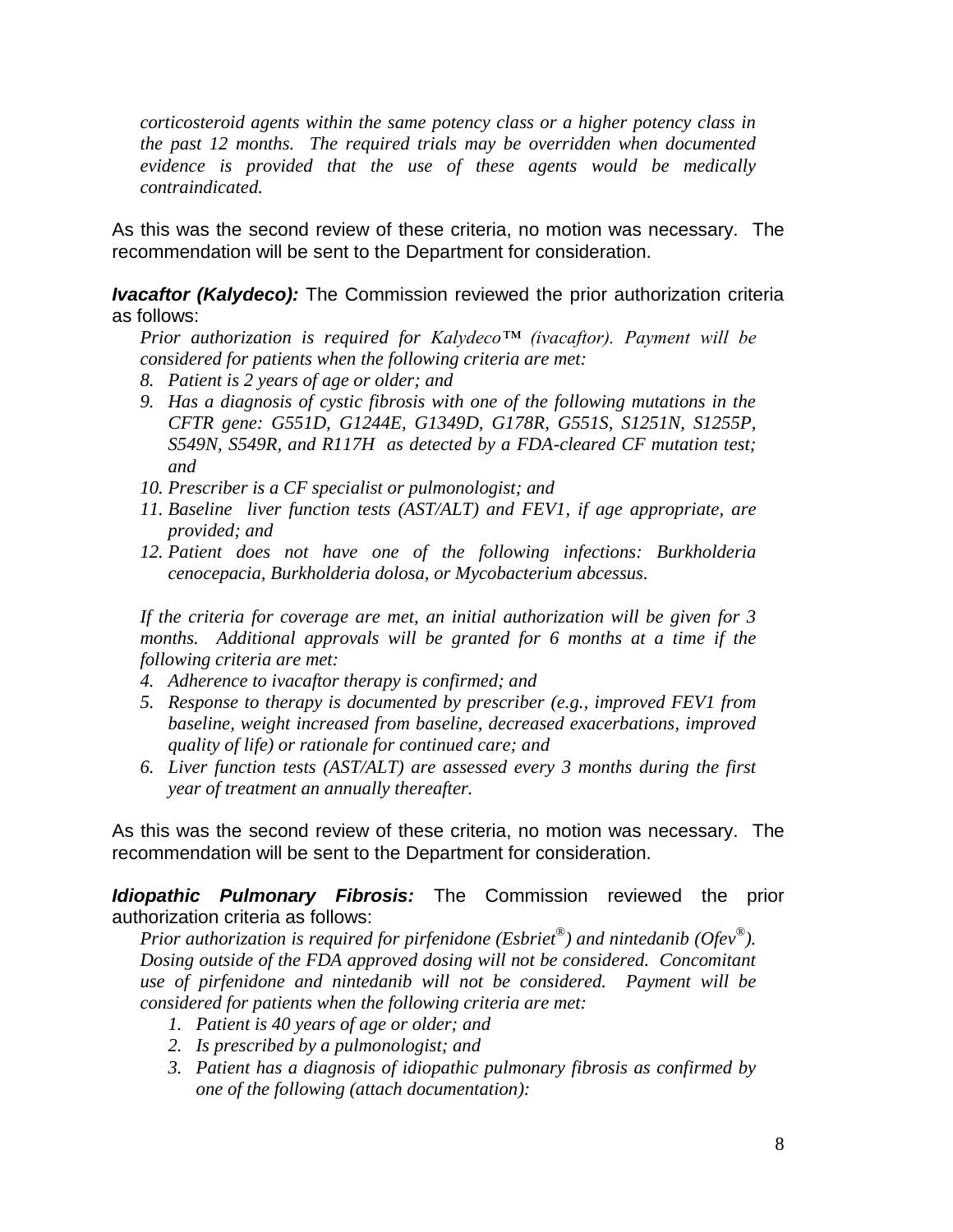*corticosteroid agents within the same potency class or a higher potency class in the past 12 months. The required trials may be overridden when documented evidence is provided that the use of these agents would be medically contraindicated.*

As this was the second review of these criteria, no motion was necessary. The recommendation will be sent to the Department for consideration.

***Ivacaftor (Kalydeco):*** The Commission reviewed the prior authorization criteria as follows:

*Prior authorization is required for Kalydeco™ (ivacaftor). Payment will be considered for patients when the following criteria are met:*

8. *Patient is 2 years of age or older; and*
9. *Has a diagnosis of cystic fibrosis with one of the following mutations in the CFTR gene: G551D, G1244E, G1349D, G178R, G551S, S1251N, S1255P, S549N, S549R, and R117H as detected by a FDA-cleared CF mutation test; and*
10. *Prescriber is a CF specialist or pulmonologist; and*
11. *Baseline liver function tests (AST/ALT) and FEV1, if age appropriate, are provided; and*
12. *Patient does not have one of the following infections: Burkholderia cenocepacia, Burkholderia dolosa, or Mycobacterium abcessus.*

*If the criteria for coverage are met, an initial authorization will be given for 3 months. Additional approvals will be granted for 6 months at a time if the following criteria are met:*

4. *Adherence to ivacaftor therapy is confirmed; and*
5. *Response to therapy is documented by prescriber (e.g., improved FEV1 from baseline, weight increased from baseline, decreased exacerbations, improved quality of life) or rationale for continued care; and*
6. *Liver function tests (AST/ALT) are assessed every 3 months during the first year of treatment an annually thereafter.*

As this was the second review of these criteria, no motion was necessary. The recommendation will be sent to the Department for consideration.

***Idiopathic Pulmonary Fibrosis:*** The Commission reviewed the prior authorization criteria as follows:

*Prior authorization is required for pirfenidone (Esbriet®) and nintedanib (Ofev®). Dosing outside of the FDA approved dosing will not be considered. Concomitant use of pirfenidone and nintedanib will not be considered. Payment will be considered for patients when the following criteria are met:*

1. *Patient is 40 years of age or older; and*
2. *Is prescribed by a pulmonologist; and*
3. *Patient has a diagnosis of idiopathic pulmonary fibrosis as confirmed by one of the following (attach documentation):*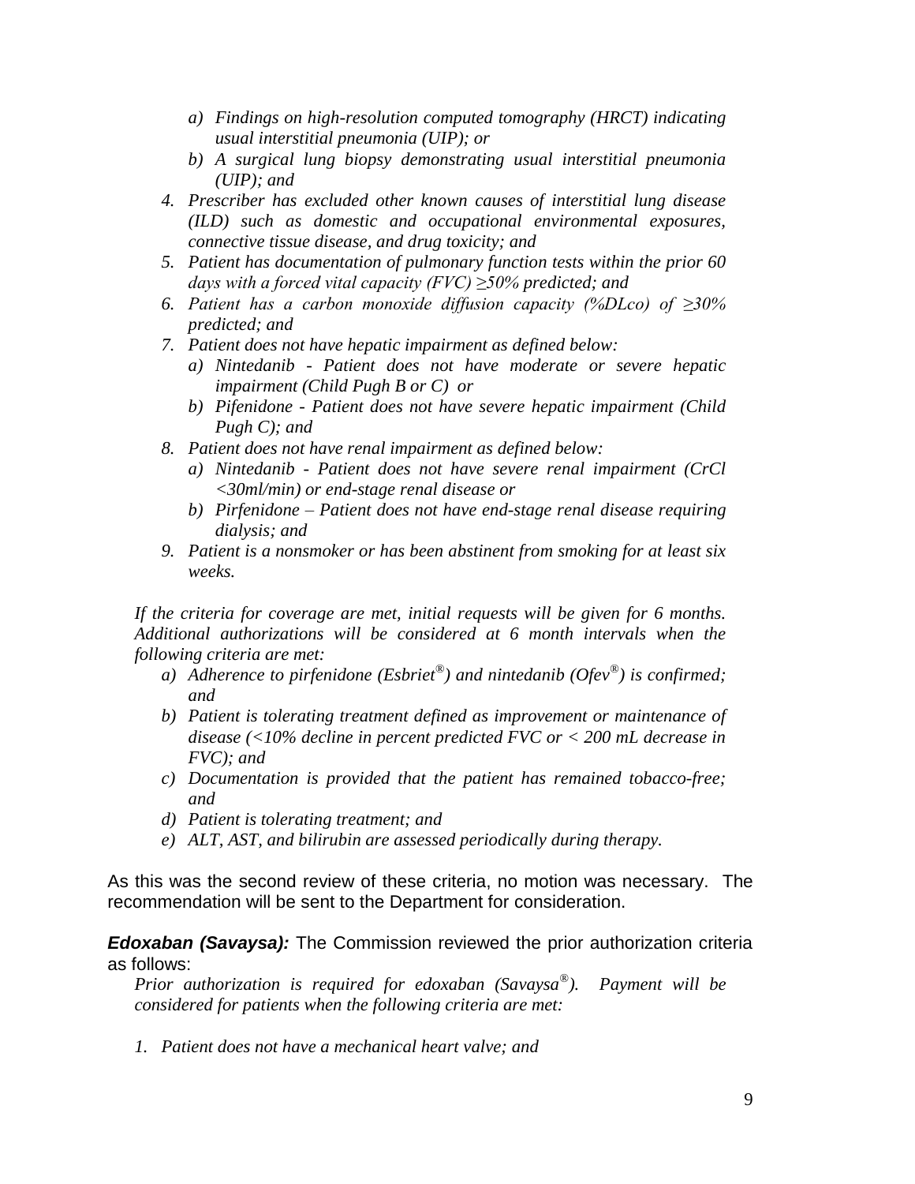a) *Findings on high-resolution computed tomography (HRCT) indicating usual interstitial pneumonia (UIP); or*
b) *A surgical lung biopsy demonstrating usual interstitial pneumonia (UIP); and*

4. *Prescriber has excluded other known causes of interstitial lung disease (ILD) such as domestic and occupational environmental exposures, connective tissue disease, and drug toxicity; and*
5. *Patient has documentation of pulmonary function tests within the prior 60 days with a forced vital capacity (FVC) ≥50% predicted; and*
6. *Patient has a carbon monoxide diffusion capacity (%DLco) of ≥30% predicted; and*
7. *Patient does not have hepatic impairment as defined below:*
   a) *Nintedanib - Patient does not have moderate or severe hepatic impairment (Child Pugh B or C) or*
   b) *Pifenidone - Patient does not have severe hepatic impairment (Child Pugh C); and*
8. *Patient does not have renal impairment as defined below:*
   a) *Nintedanib - Patient does not have severe renal impairment (CrCl <30ml/min) or end-stage renal disease or*
   b) *Pirfenidone – Patient does not have end-stage renal disease requiring dialysis; and*
9. *Patient is a nonsmoker or has been abstinent from smoking for at least six weeks.*

*If the criteria for coverage are met, initial requests will be given for 6 months. Additional authorizations will be considered at 6 month intervals when the following criteria are met:*

a) *Adherence to pirfenidone (Esbriet®) and nintedanib (Ofev®) is confirmed; and*
b) *Patient is tolerating treatment defined as improvement or maintenance of disease (<10% decline in percent predicted FVC or < 200 mL decrease in FVC); and*
c) *Documentation is provided that the patient has remained tobacco-free; and*
d) *Patient is tolerating treatment; and*
e) *ALT, AST, and bilirubin are assessed periodically during therapy.*

As this was the second review of these criteria, no motion was necessary. The recommendation will be sent to the Department for consideration.

***Edoxaban (Savaysa):*** The Commission reviewed the prior authorization criteria as follows:

*Prior authorization is required for edoxaban (Savaysa®). Payment will be considered for patients when the following criteria are met:*

1. *Patient does not have a mechanical heart valve; and*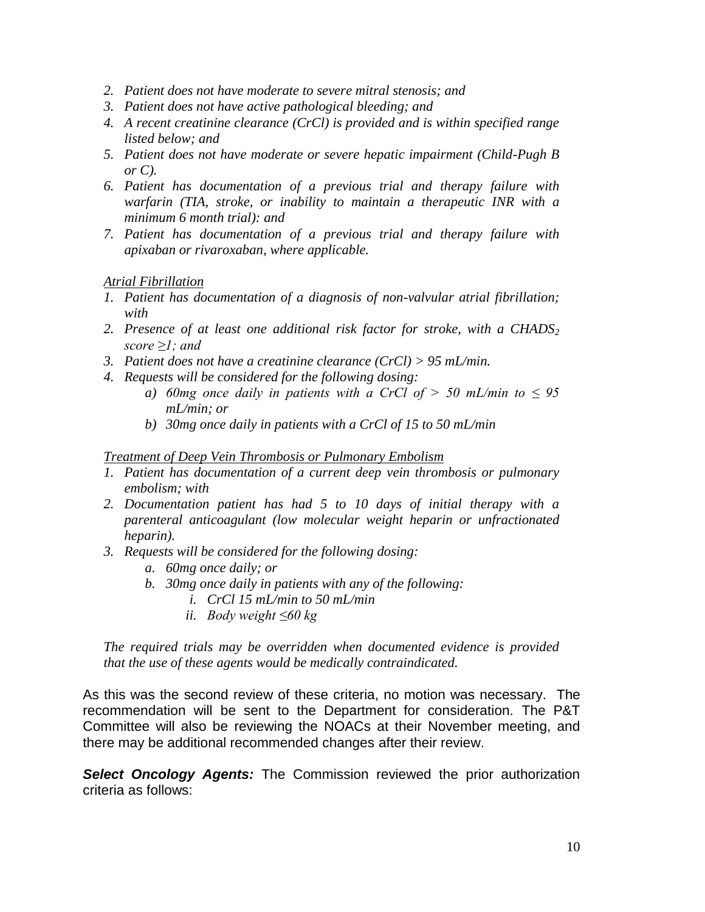2. *Patient does not have moderate to severe mitral stenosis; and*
3. *Patient does not have active pathological bleeding; and*
4. *A recent creatinine clearance (CrCl) is provided and is within specified range listed below; and*
5. *Patient does not have moderate or severe hepatic impairment (Child-Pugh B or C).*
6. *Patient has documentation of a previous trial and therapy failure with warfarin (TIA, stroke, or inability to maintain a therapeutic INR with a minimum 6 month trial): and*
7. *Patient has documentation of a previous trial and therapy failure with apixaban or rivaroxaban, where applicable.*

*<u>Atrial Fibrillation</u>*

1. *Patient has documentation of a diagnosis of non-valvular atrial fibrillation; with*
2. *Presence of at least one additional risk factor for stroke, with a $CHADS_2$ score ≥1; and*
3. *Patient does not have a creatinine clearance (CrCl) > 95 mL/min.*
4. *Requests will be considered for the following dosing:*
   a) *60mg once daily in patients with a CrCl of > 50 mL/min to ≤ 95 mL/min; or*
   b) *30mg once daily in patients with a CrCl of 15 to 50 mL/min*

*<u>Treatment of Deep Vein Thrombosis or Pulmonary Embolism</u>*

1. *Patient has documentation of a current deep vein thrombosis or pulmonary embolism; with*
2. *Documentation patient has had 5 to 10 days of initial therapy with a parenteral anticoagulant (low molecular weight heparin or unfractionated heparin).*
3. *Requests will be considered for the following dosing:*
   a. *60mg once daily; or*
   b. *30mg once daily in patients with any of the following:*
      i. *CrCl 15 mL/min to 50 mL/min*
      ii. *Body weight ≤60 kg*

*The required trials may be overridden when documented evidence is provided that the use of these agents would be medically contraindicated.*

As this was the second review of these criteria, no motion was necessary. The recommendation will be sent to the Department for consideration. The P&T Committee will also be reviewing the NOACs at their November meeting, and there may be additional recommended changes after their review.

***Select Oncology Agents:*** The Commission reviewed the prior authorization criteria as follows: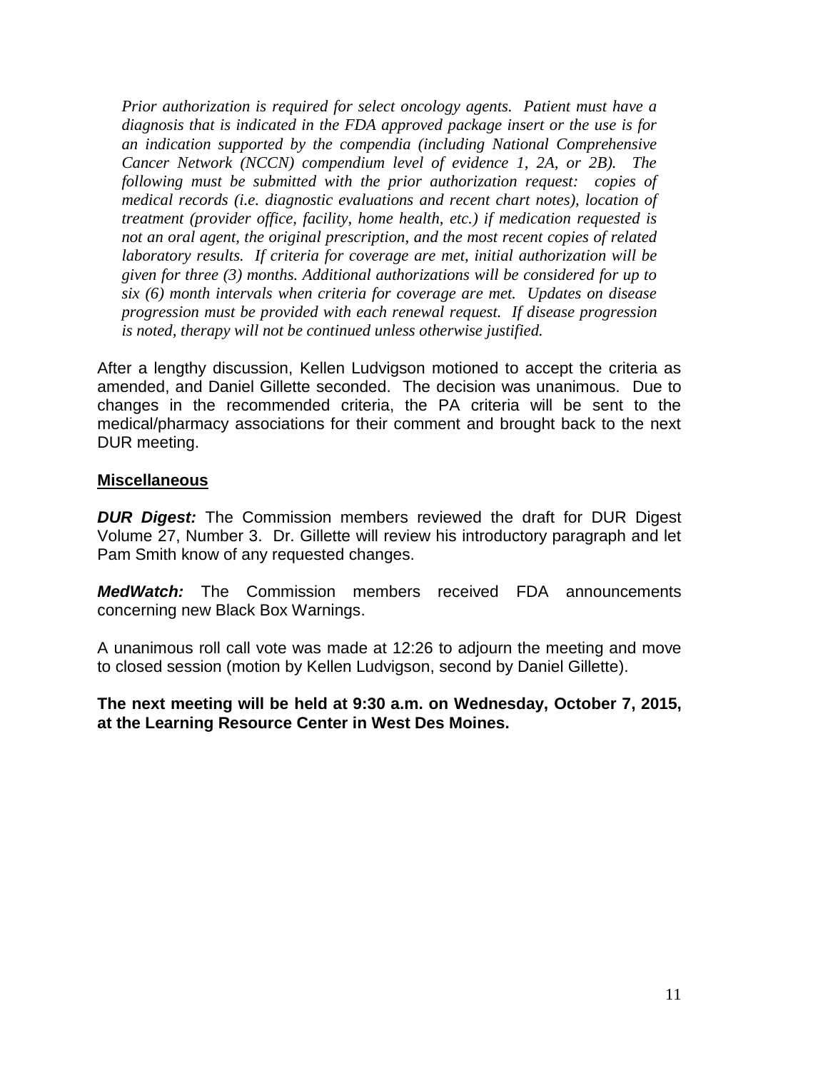*Prior authorization is required for select oncology agents. Patient must have a diagnosis that is indicated in the FDA approved package insert or the use is for an indication supported by the compendia (including National Comprehensive Cancer Network (NCCN) compendium level of evidence 1, 2A, or 2B). The following must be submitted with the prior authorization request: copies of medical records (i.e. diagnostic evaluations and recent chart notes), location of treatment (provider office, facility, home health, etc.) if medication requested is not an oral agent, the original prescription, and the most recent copies of related laboratory results. If criteria for coverage are met, initial authorization will be given for three (3) months. Additional authorizations will be considered for up to six (6) month intervals when criteria for coverage are met. Updates on disease progression must be provided with each renewal request. If disease progression is noted, therapy will not be continued unless otherwise justified.*

After a lengthy discussion, Kellen Ludvigson motioned to accept the criteria as amended, and Daniel Gillette seconded. The decision was unanimous. Due to changes in the recommended criteria, the PA criteria will be sent to the medical/pharmacy associations for their comment and brought back to the next DUR meeting.

**Miscellaneous**

***DUR Digest:*** The Commission members reviewed the draft for DUR Digest Volume 27, Number 3. Dr. Gillette will review his introductory paragraph and let Pam Smith know of any requested changes.

***MedWatch:*** The Commission members received FDA announcements concerning new Black Box Warnings.

A unanimous roll call vote was made at 12:26 to adjourn the meeting and move to closed session (motion by Kellen Ludvigson, second by Daniel Gillette).

**The next meeting will be held at 9:30 a.m. on Wednesday, October 7, 2015, at the Learning Resource Center in West Des Moines.**